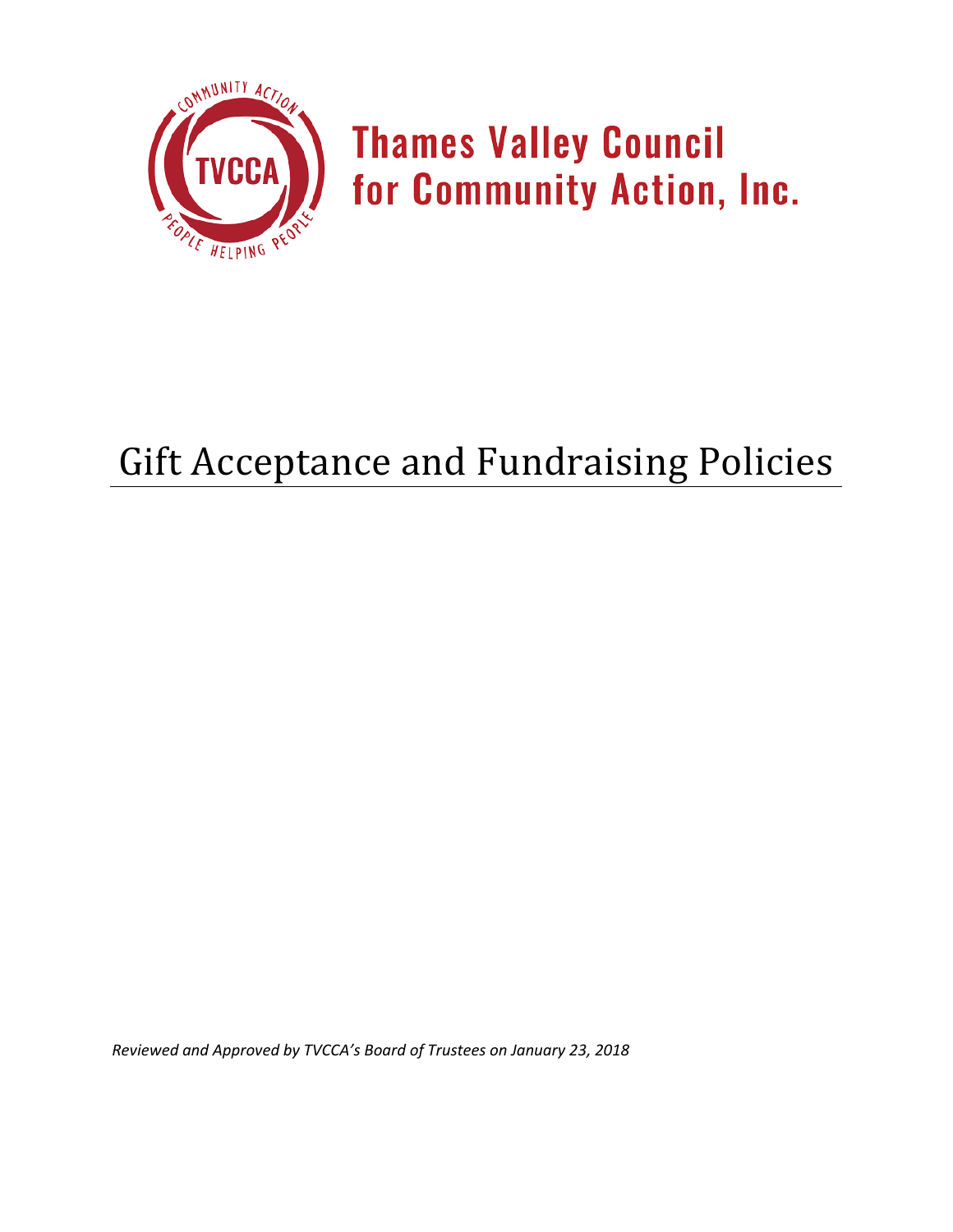# Thames Valley Council for Community Action, Inc.

# Gift Acceptance and Fundraising Policies

*Reviewed and Approved by TVCCA's Board of Trustees on January 23, 2018*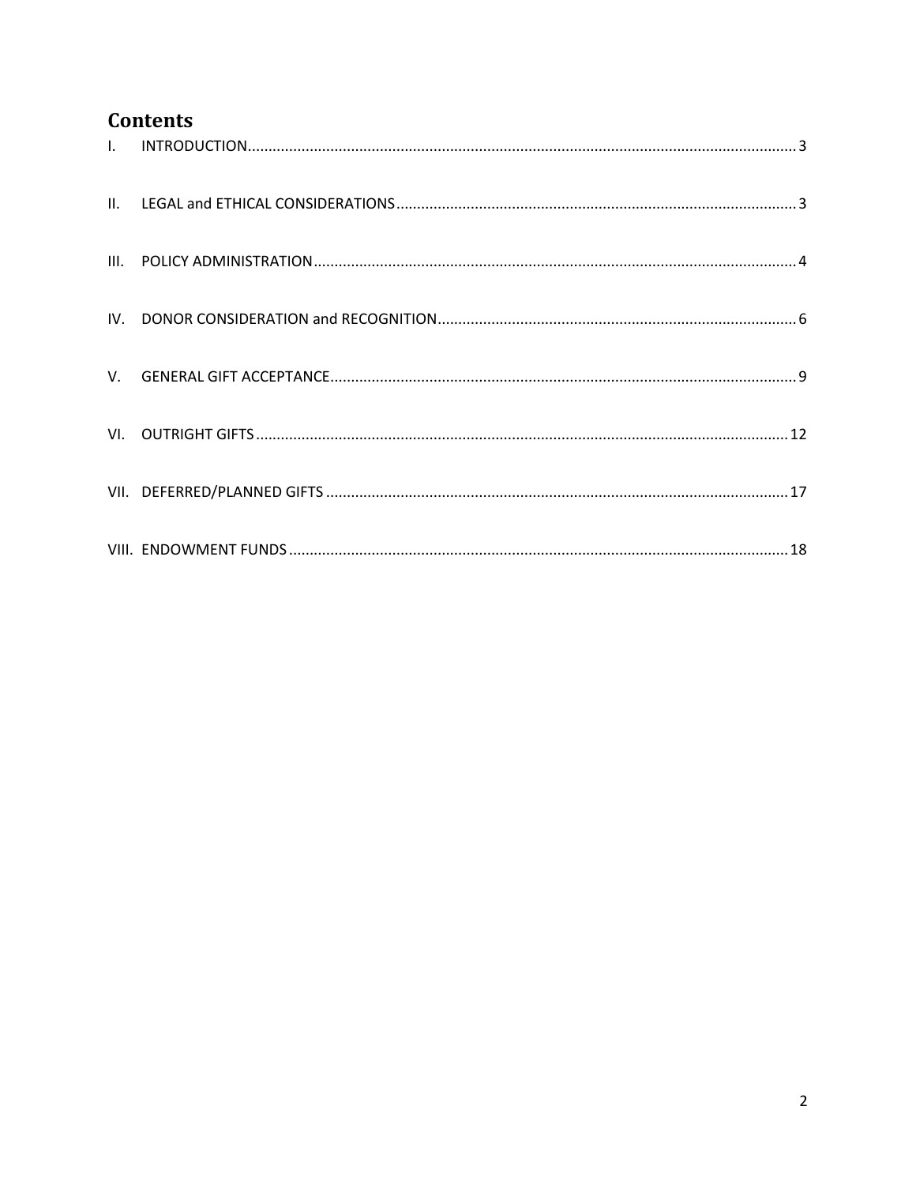## Contents

- I. INTRODUCTION .......... 3
- II. LEGAL and ETHICAL CONSIDERATIONS .......... 3
- III. POLICY ADMINISTRATION .......... 4
- IV. DONOR CONSIDERATION and RECOGNITION .......... 6
- V. GENERAL GIFT ACCEPTANCE .......... 9
- VI. OUTRIGHT GIFTS .......... 12
- VII. DEFERRED/PLANNED GIFTS .......... 17
- VIII. ENDOWMENT FUNDS .......... 18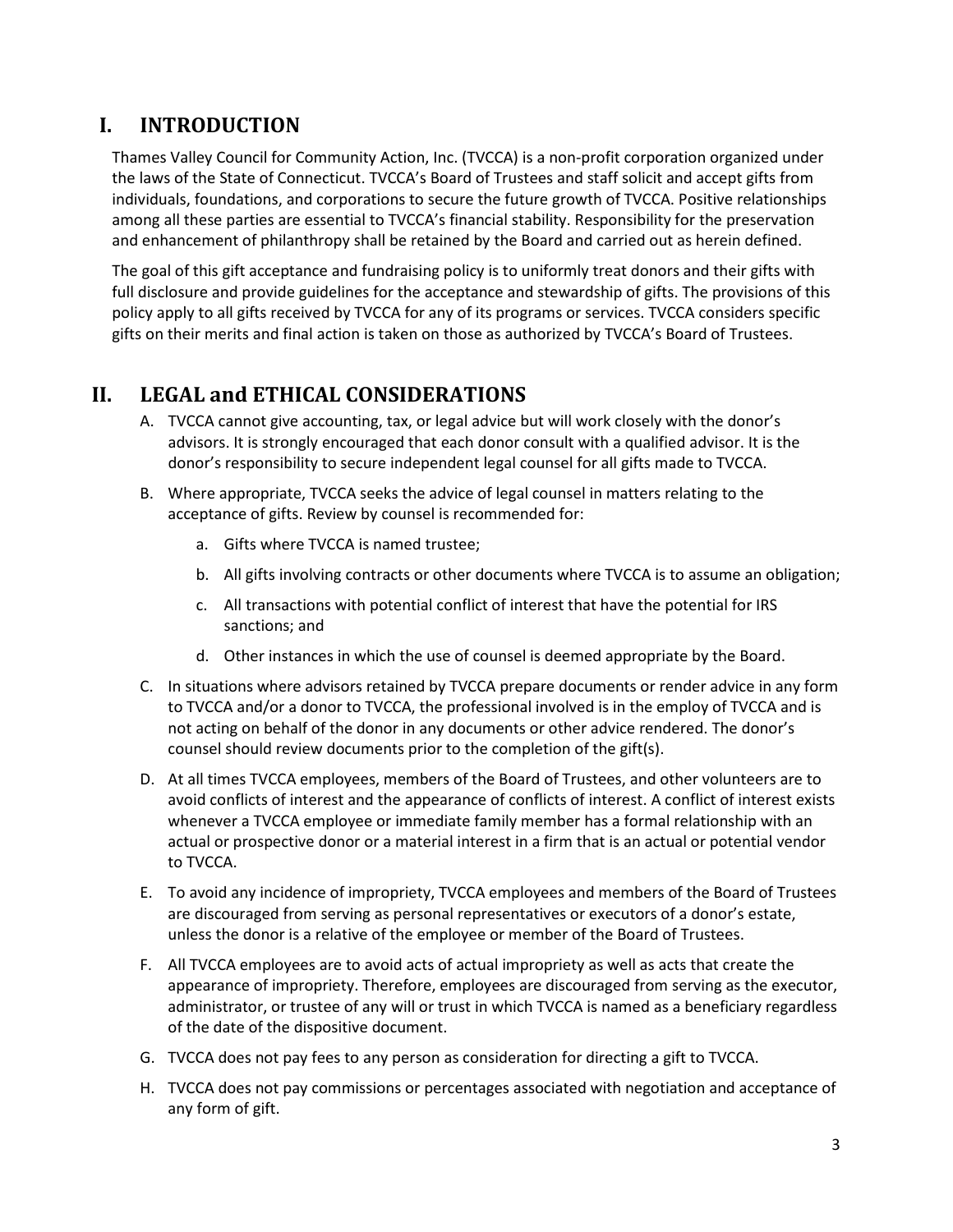# I. INTRODUCTION

Thames Valley Council for Community Action, Inc. (TVCCA) is a non-profit corporation organized under the laws of the State of Connecticut. TVCCA's Board of Trustees and staff solicit and accept gifts from individuals, foundations, and corporations to secure the future growth of TVCCA. Positive relationships among all these parties are essential to TVCCA's financial stability. Responsibility for the preservation and enhancement of philanthropy shall be retained by the Board and carried out as herein defined.

The goal of this gift acceptance and fundraising policy is to uniformly treat donors and their gifts with full disclosure and provide guidelines for the acceptance and stewardship of gifts. The provisions of this policy apply to all gifts received by TVCCA for any of its programs or services. TVCCA considers specific gifts on their merits and final action is taken on those as authorized by TVCCA's Board of Trustees.

# II. LEGAL and ETHICAL CONSIDERATIONS

A. TVCCA cannot give accounting, tax, or legal advice but will work closely with the donor's advisors. It is strongly encouraged that each donor consult with a qualified advisor. It is the donor's responsibility to secure independent legal counsel for all gifts made to TVCCA.

B. Where appropriate, TVCCA seeks the advice of legal counsel in matters relating to the acceptance of gifts. Review by counsel is recommended for:

   a. Gifts where TVCCA is named trustee;

   b. All gifts involving contracts or other documents where TVCCA is to assume an obligation;

   c. All transactions with potential conflict of interest that have the potential for IRS sanctions; and

   d. Other instances in which the use of counsel is deemed appropriate by the Board.

C. In situations where advisors retained by TVCCA prepare documents or render advice in any form to TVCCA and/or a donor to TVCCA, the professional involved is in the employ of TVCCA and is not acting on behalf of the donor in any documents or other advice rendered. The donor's counsel should review documents prior to the completion of the gift(s).

D. At all times TVCCA employees, members of the Board of Trustees, and other volunteers are to avoid conflicts of interest and the appearance of conflicts of interest. A conflict of interest exists whenever a TVCCA employee or immediate family member has a formal relationship with an actual or prospective donor or a material interest in a firm that is an actual or potential vendor to TVCCA.

E. To avoid any incidence of impropriety, TVCCA employees and members of the Board of Trustees are discouraged from serving as personal representatives or executors of a donor's estate, unless the donor is a relative of the employee or member of the Board of Trustees.

F. All TVCCA employees are to avoid acts of actual impropriety as well as acts that create the appearance of impropriety. Therefore, employees are discouraged from serving as the executor, administrator, or trustee of any will or trust in which TVCCA is named as a beneficiary regardless of the date of the dispositive document.

G. TVCCA does not pay fees to any person as consideration for directing a gift to TVCCA.

H. TVCCA does not pay commissions or percentages associated with negotiation and acceptance of any form of gift.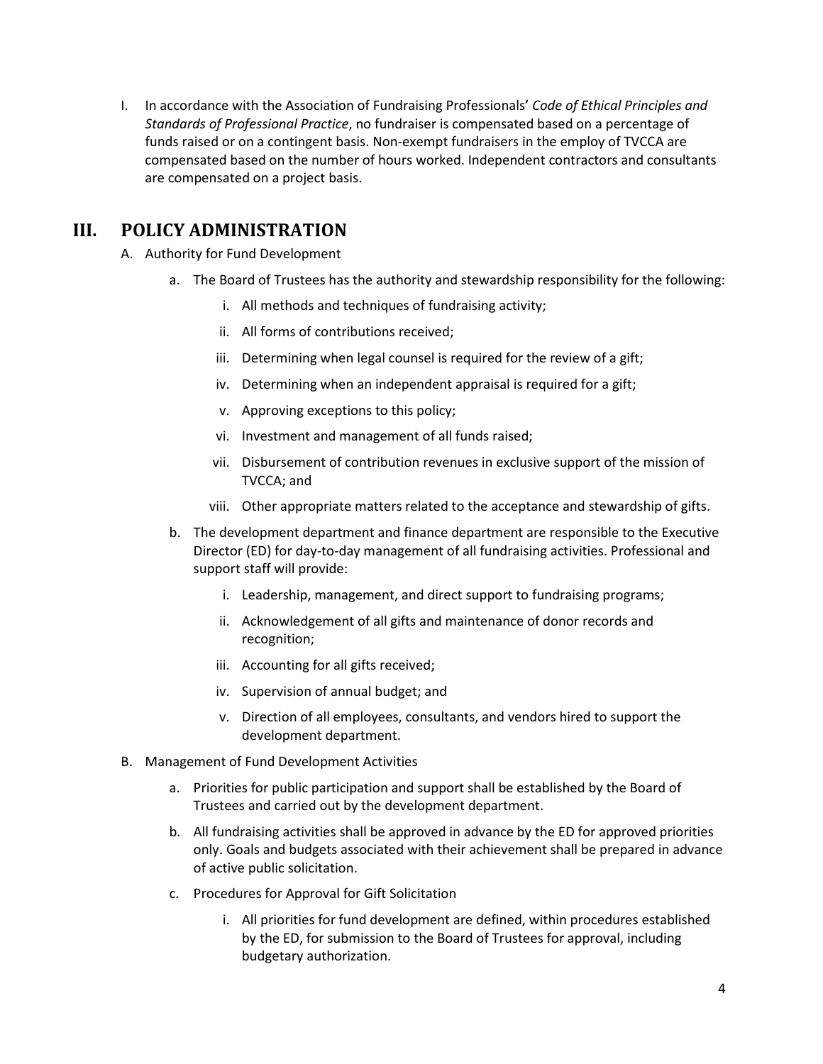I. In accordance with the Association of Fundraising Professionals' *Code of Ethical Principles and Standards of Professional Practice*, no fundraiser is compensated based on a percentage of funds raised or on a contingent basis. Non-exempt fundraisers in the employ of TVCCA are compensated based on the number of hours worked. Independent contractors and consultants are compensated on a project basis.

## III. POLICY ADMINISTRATION

A. Authority for Fund Development

   a. The Board of Trustees has the authority and stewardship responsibility for the following:

      i. All methods and techniques of fundraising activity;

      ii. All forms of contributions received;

      iii. Determining when legal counsel is required for the review of a gift;

      iv. Determining when an independent appraisal is required for a gift;

      v. Approving exceptions to this policy;

      vi. Investment and management of all funds raised;

      vii. Disbursement of contribution revenues in exclusive support of the mission of TVCCA; and

      viii. Other appropriate matters related to the acceptance and stewardship of gifts.

   b. The development department and finance department are responsible to the Executive Director (ED) for day-to-day management of all fundraising activities. Professional and support staff will provide:

      i. Leadership, management, and direct support to fundraising programs;

      ii. Acknowledgement of all gifts and maintenance of donor records and recognition;

      iii. Accounting for all gifts received;

      iv. Supervision of annual budget; and

      v. Direction of all employees, consultants, and vendors hired to support the development department.

B. Management of Fund Development Activities

   a. Priorities for public participation and support shall be established by the Board of Trustees and carried out by the development department.

   b. All fundraising activities shall be approved in advance by the ED for approved priorities only. Goals and budgets associated with their achievement shall be prepared in advance of active public solicitation.

   c. Procedures for Approval for Gift Solicitation

      i. All priorities for fund development are defined, within procedures established by the ED, for submission to the Board of Trustees for approval, including budgetary authorization.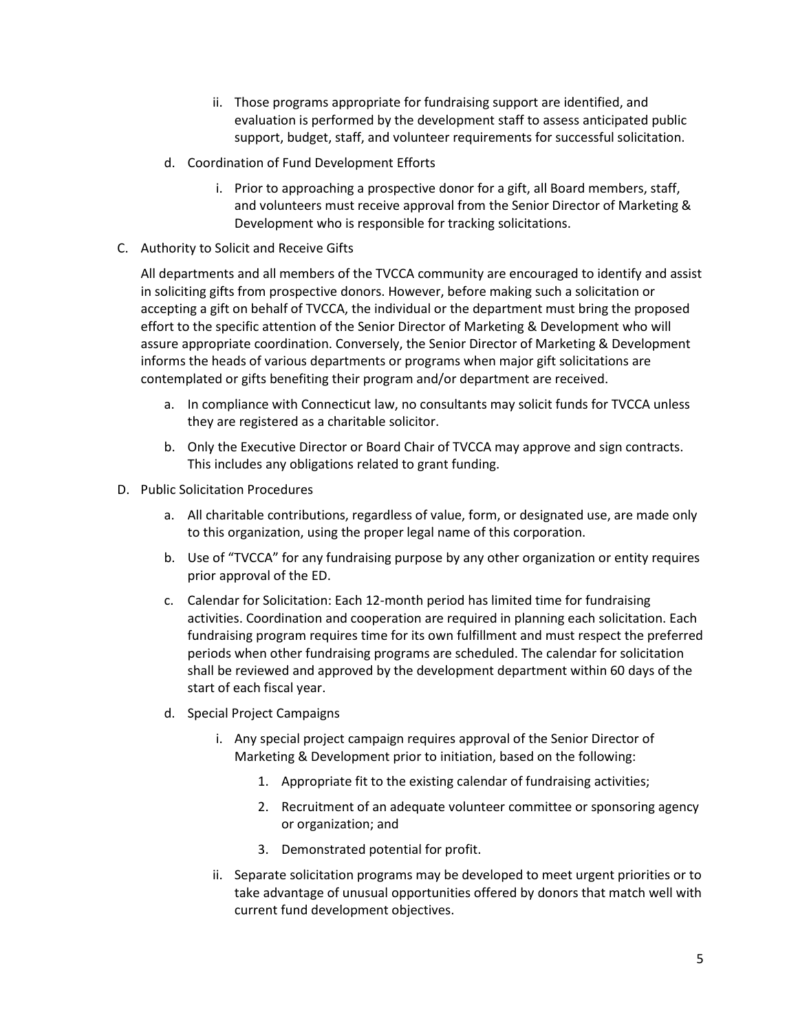- ii. Those programs appropriate for fundraising support are identified, and evaluation is performed by the development staff to assess anticipated public support, budget, staff, and volunteer requirements for successful solicitation.

- d. Coordination of Fund Development Efforts
   - i. Prior to approaching a prospective donor for a gift, all Board members, staff, and volunteers must receive approval from the Senior Director of Marketing & Development who is responsible for tracking solicitations.

C. Authority to Solicit and Receive Gifts

All departments and all members of the TVCCA community are encouraged to identify and assist in soliciting gifts from prospective donors. However, before making such a solicitation or accepting a gift on behalf of TVCCA, the individual or the department must bring the proposed effort to the specific attention of the Senior Director of Marketing & Development who will assure appropriate coordination. Conversely, the Senior Director of Marketing & Development informs the heads of various departments or programs when major gift solicitations are contemplated or gifts benefiting their program and/or department are received.

- a. In compliance with Connecticut law, no consultants may solicit funds for TVCCA unless they are registered as a charitable solicitor.
- b. Only the Executive Director or Board Chair of TVCCA may approve and sign contracts. This includes any obligations related to grant funding.

D. Public Solicitation Procedures

- a. All charitable contributions, regardless of value, form, or designated use, are made only to this organization, using the proper legal name of this corporation.
- b. Use of "TVCCA" for any fundraising purpose by any other organization or entity requires prior approval of the ED.
- c. Calendar for Solicitation: Each 12-month period has limited time for fundraising activities. Coordination and cooperation are required in planning each solicitation. Each fundraising program requires time for its own fulfillment and must respect the preferred periods when other fundraising programs are scheduled. The calendar for solicitation shall be reviewed and approved by the development department within 60 days of the start of each fiscal year.
- d. Special Project Campaigns
   - i. Any special project campaign requires approval of the Senior Director of Marketing & Development prior to initiation, based on the following:
      1. Appropriate fit to the existing calendar of fundraising activities;
      2. Recruitment of an adequate volunteer committee or sponsoring agency or organization; and
      3. Demonstrated potential for profit.
   - ii. Separate solicitation programs may be developed to meet urgent priorities or to take advantage of unusual opportunities offered by donors that match well with current fund development objectives.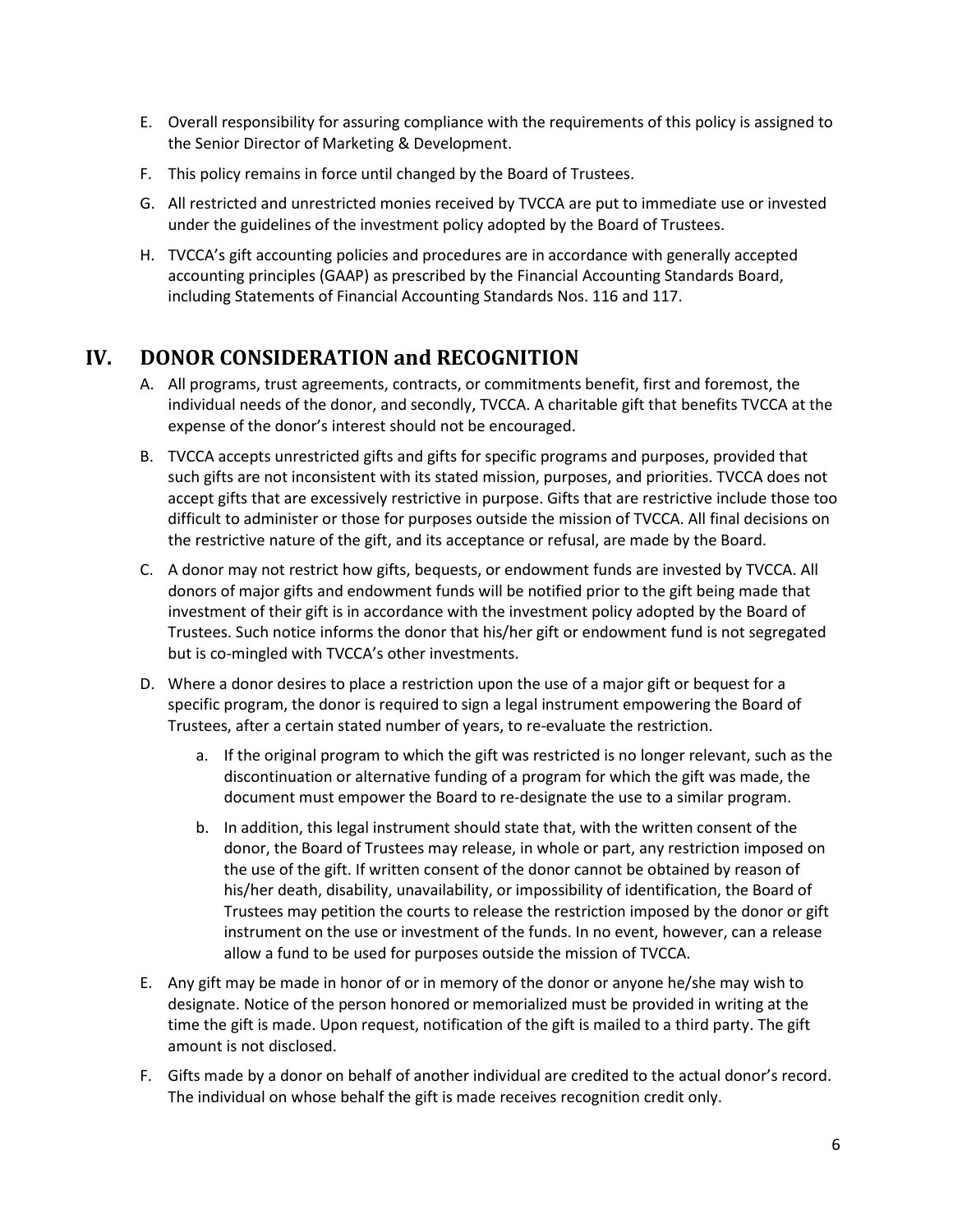E. Overall responsibility for assuring compliance with the requirements of this policy is assigned to the Senior Director of Marketing & Development.

F. This policy remains in force until changed by the Board of Trustees.

G. All restricted and unrestricted monies received by TVCCA are put to immediate use or invested under the guidelines of the investment policy adopted by the Board of Trustees.

H. TVCCA's gift accounting policies and procedures are in accordance with generally accepted accounting principles (GAAP) as prescribed by the Financial Accounting Standards Board, including Statements of Financial Accounting Standards Nos. 116 and 117.

## IV. DONOR CONSIDERATION and RECOGNITION

A. All programs, trust agreements, contracts, or commitments benefit, first and foremost, the individual needs of the donor, and secondly, TVCCA. A charitable gift that benefits TVCCA at the expense of the donor's interest should not be encouraged.

B. TVCCA accepts unrestricted gifts and gifts for specific programs and purposes, provided that such gifts are not inconsistent with its stated mission, purposes, and priorities. TVCCA does not accept gifts that are excessively restrictive in purpose. Gifts that are restrictive include those too difficult to administer or those for purposes outside the mission of TVCCA. All final decisions on the restrictive nature of the gift, and its acceptance or refusal, are made by the Board.

C. A donor may not restrict how gifts, bequests, or endowment funds are invested by TVCCA. All donors of major gifts and endowment funds will be notified prior to the gift being made that investment of their gift is in accordance with the investment policy adopted by the Board of Trustees. Such notice informs the donor that his/her gift or endowment fund is not segregated but is co-mingled with TVCCA's other investments.

D. Where a donor desires to place a restriction upon the use of a major gift or bequest for a specific program, the donor is required to sign a legal instrument empowering the Board of Trustees, after a certain stated number of years, to re-evaluate the restriction.

   a. If the original program to which the gift was restricted is no longer relevant, such as the discontinuation or alternative funding of a program for which the gift was made, the document must empower the Board to re-designate the use to a similar program.

   b. In addition, this legal instrument should state that, with the written consent of the donor, the Board of Trustees may release, in whole or part, any restriction imposed on the use of the gift. If written consent of the donor cannot be obtained by reason of his/her death, disability, unavailability, or impossibility of identification, the Board of Trustees may petition the courts to release the restriction imposed by the donor or gift instrument on the use or investment of the funds. In no event, however, can a release allow a fund to be used for purposes outside the mission of TVCCA.

E. Any gift may be made in honor of or in memory of the donor or anyone he/she may wish to designate. Notice of the person honored or memorialized must be provided in writing at the time the gift is made. Upon request, notification of the gift is mailed to a third party. The gift amount is not disclosed.

F. Gifts made by a donor on behalf of another individual are credited to the actual donor's record. The individual on whose behalf the gift is made receives recognition credit only.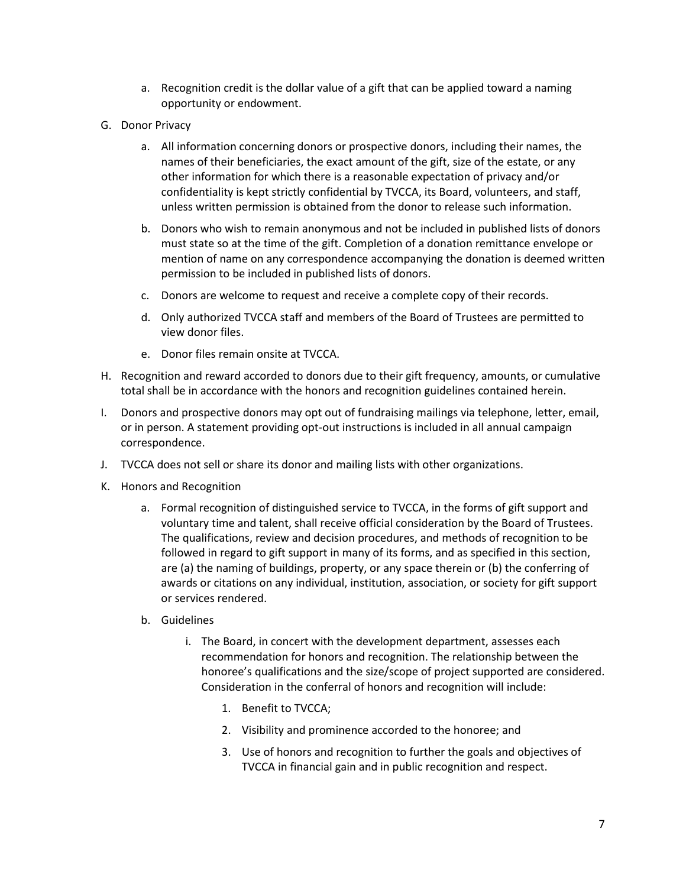a. Recognition credit is the dollar value of a gift that can be applied toward a naming opportunity or endowment.

G. Donor Privacy

   a. All information concerning donors or prospective donors, including their names, the names of their beneficiaries, the exact amount of the gift, size of the estate, or any other information for which there is a reasonable expectation of privacy and/or confidentiality is kept strictly confidential by TVCCA, its Board, volunteers, and staff, unless written permission is obtained from the donor to release such information.

   b. Donors who wish to remain anonymous and not be included in published lists of donors must state so at the time of the gift. Completion of a donation remittance envelope or mention of name on any correspondence accompanying the donation is deemed written permission to be included in published lists of donors.

   c. Donors are welcome to request and receive a complete copy of their records.

   d. Only authorized TVCCA staff and members of the Board of Trustees are permitted to view donor files.

   e. Donor files remain onsite at TVCCA.

H. Recognition and reward accorded to donors due to their gift frequency, amounts, or cumulative total shall be in accordance with the honors and recognition guidelines contained herein.

I. Donors and prospective donors may opt out of fundraising mailings via telephone, letter, email, or in person. A statement providing opt-out instructions is included in all annual campaign correspondence.

J. TVCCA does not sell or share its donor and mailing lists with other organizations.

K. Honors and Recognition

   a. Formal recognition of distinguished service to TVCCA, in the forms of gift support and voluntary time and talent, shall receive official consideration by the Board of Trustees. The qualifications, review and decision procedures, and methods of recognition to be followed in regard to gift support in many of its forms, and as specified in this section, are (a) the naming of buildings, property, or any space therein or (b) the conferring of awards or citations on any individual, institution, association, or society for gift support or services rendered.

   b. Guidelines

      i. The Board, in concert with the development department, assesses each recommendation for honors and recognition. The relationship between the honoree's qualifications and the size/scope of project supported are considered. Consideration in the conferral of honors and recognition will include:

         1. Benefit to TVCCA;

         2. Visibility and prominence accorded to the honoree; and

         3. Use of honors and recognition to further the goals and objectives of TVCCA in financial gain and in public recognition and respect.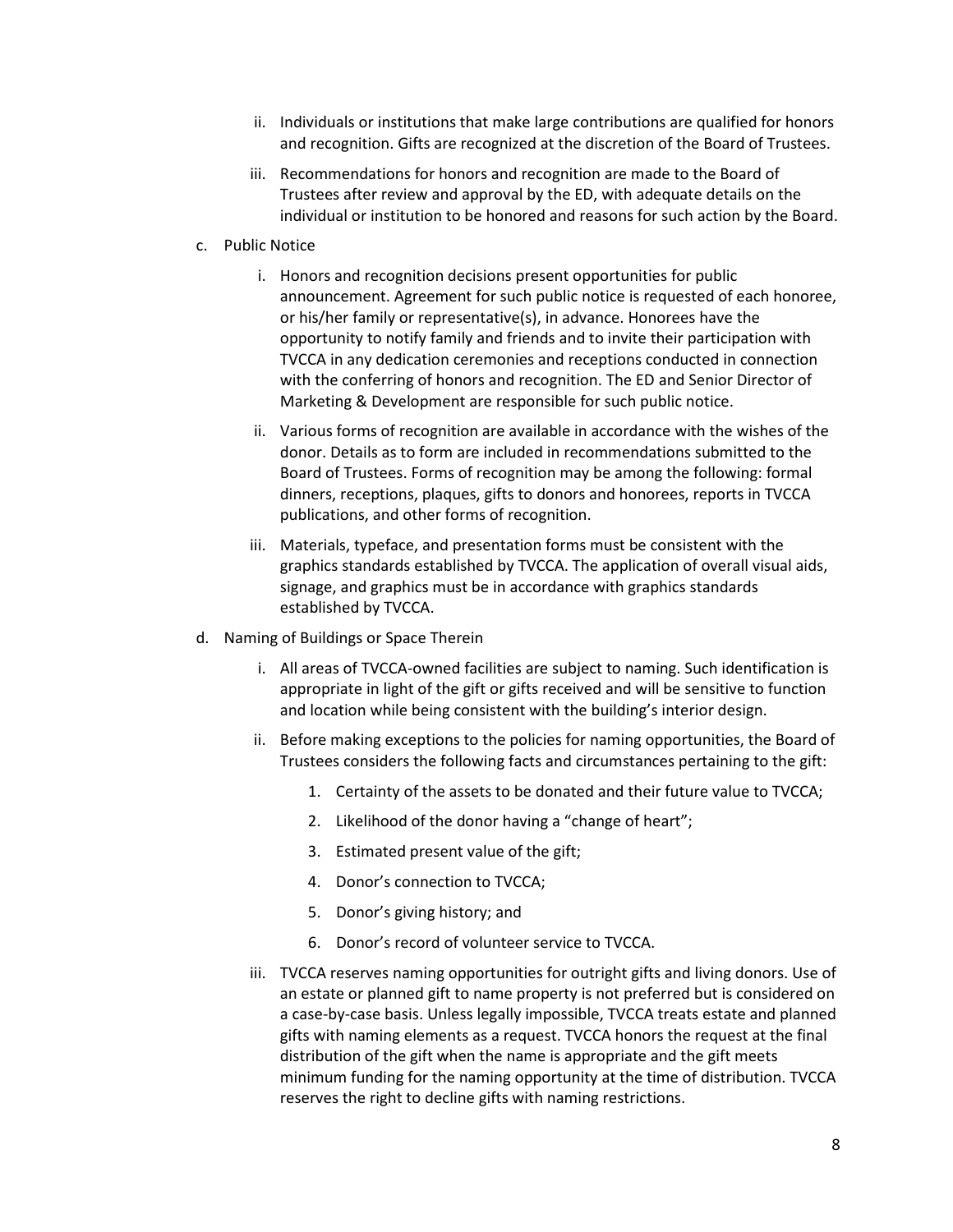ii. Individuals or institutions that make large contributions are qualified for honors and recognition. Gifts are recognized at the discretion of the Board of Trustees.

iii. Recommendations for honors and recognition are made to the Board of Trustees after review and approval by the ED, with adequate details on the individual or institution to be honored and reasons for such action by the Board.

c. Public Notice

i. Honors and recognition decisions present opportunities for public announcement. Agreement for such public notice is requested of each honoree, or his/her family or representative(s), in advance. Honorees have the opportunity to notify family and friends and to invite their participation with TVCCA in any dedication ceremonies and receptions conducted in connection with the conferring of honors and recognition. The ED and Senior Director of Marketing & Development are responsible for such public notice.

ii. Various forms of recognition are available in accordance with the wishes of the donor. Details as to form are included in recommendations submitted to the Board of Trustees. Forms of recognition may be among the following: formal dinners, receptions, plaques, gifts to donors and honorees, reports in TVCCA publications, and other forms of recognition.

iii. Materials, typeface, and presentation forms must be consistent with the graphics standards established by TVCCA. The application of overall visual aids, signage, and graphics must be in accordance with graphics standards established by TVCCA.

d. Naming of Buildings or Space Therein

i. All areas of TVCCA-owned facilities are subject to naming. Such identification is appropriate in light of the gift or gifts received and will be sensitive to function and location while being consistent with the building's interior design.

ii. Before making exceptions to the policies for naming opportunities, the Board of Trustees considers the following facts and circumstances pertaining to the gift:

1. Certainty of the assets to be donated and their future value to TVCCA;
2. Likelihood of the donor having a "change of heart";
3. Estimated present value of the gift;
4. Donor's connection to TVCCA;
5. Donor's giving history; and
6. Donor's record of volunteer service to TVCCA.

iii. TVCCA reserves naming opportunities for outright gifts and living donors. Use of an estate or planned gift to name property is not preferred but is considered on a case-by-case basis. Unless legally impossible, TVCCA treats estate and planned gifts with naming elements as a request. TVCCA honors the request at the final distribution of the gift when the name is appropriate and the gift meets minimum funding for the naming opportunity at the time of distribution. TVCCA reserves the right to decline gifts with naming restrictions.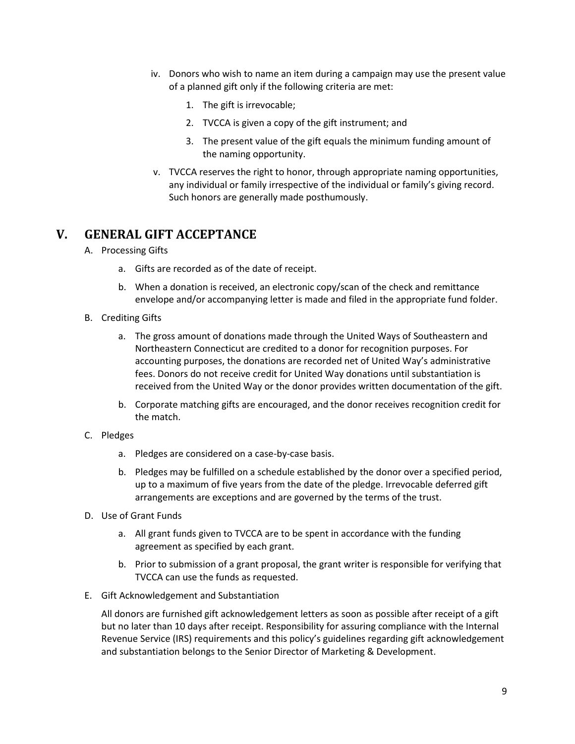iv. Donors who wish to name an item during a campaign may use the present value of a planned gift only if the following criteria are met:

    1. The gift is irrevocable;
    2. TVCCA is given a copy of the gift instrument; and
    3. The present value of the gift equals the minimum funding amount of the naming opportunity.

v. TVCCA reserves the right to honor, through appropriate naming opportunities, any individual or family irrespective of the individual or family's giving record. Such honors are generally made posthumously.

# V. GENERAL GIFT ACCEPTANCE

A. Processing Gifts

- a. Gifts are recorded as of the date of receipt.
- b. When a donation is received, an electronic copy/scan of the check and remittance envelope and/or accompanying letter is made and filed in the appropriate fund folder.

B. Crediting Gifts

- a. The gross amount of donations made through the United Ways of Southeastern and Northeastern Connecticut are credited to a donor for recognition purposes. For accounting purposes, the donations are recorded net of United Way's administrative fees. Donors do not receive credit for United Way donations until substantiation is received from the United Way or the donor provides written documentation of the gift.
- b. Corporate matching gifts are encouraged, and the donor receives recognition credit for the match.

C. Pledges

- a. Pledges are considered on a case-by-case basis.
- b. Pledges may be fulfilled on a schedule established by the donor over a specified period, up to a maximum of five years from the date of the pledge. Irrevocable deferred gift arrangements are exceptions and are governed by the terms of the trust.

D. Use of Grant Funds

- a. All grant funds given to TVCCA are to be spent in accordance with the funding agreement as specified by each grant.
- b. Prior to submission of a grant proposal, the grant writer is responsible for verifying that TVCCA can use the funds as requested.

E. Gift Acknowledgement and Substantiation

All donors are furnished gift acknowledgement letters as soon as possible after receipt of a gift but no later than 10 days after receipt. Responsibility for assuring compliance with the Internal Revenue Service (IRS) requirements and this policy's guidelines regarding gift acknowledgement and substantiation belongs to the Senior Director of Marketing & Development.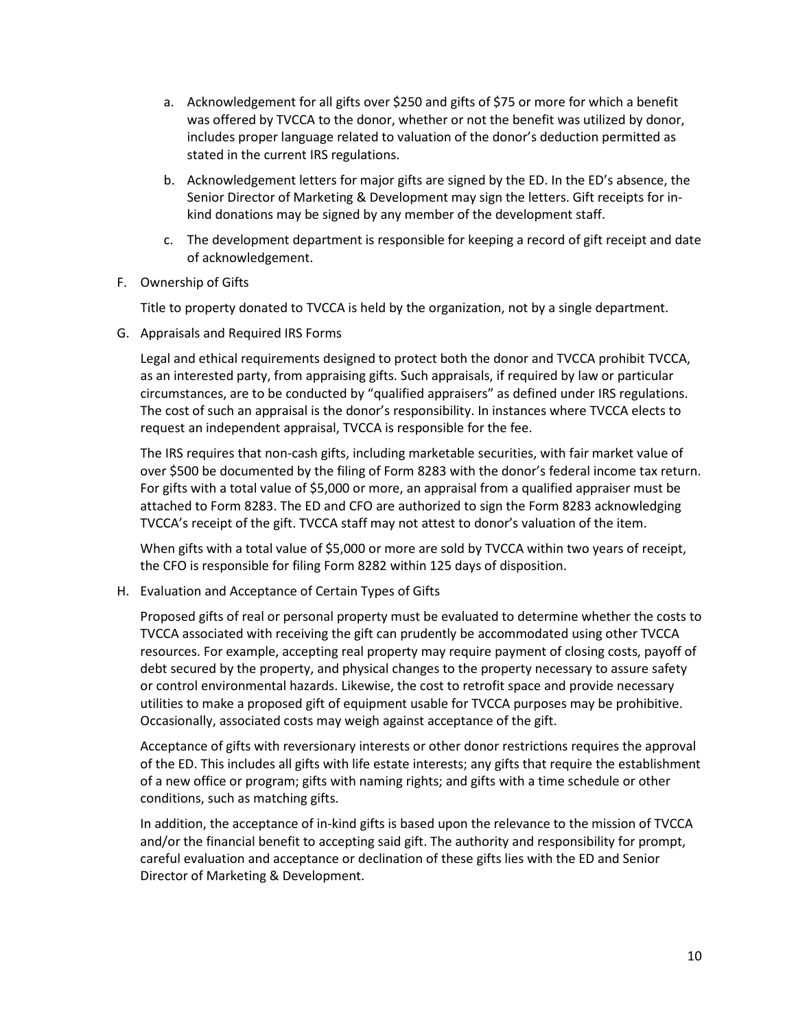a. Acknowledgement for all gifts over $250 and gifts of $75 or more for which a benefit was offered by TVCCA to the donor, whether or not the benefit was utilized by donor, includes proper language related to valuation of the donor's deduction permitted as stated in the current IRS regulations.

b. Acknowledgement letters for major gifts are signed by the ED. In the ED's absence, the Senior Director of Marketing & Development may sign the letters. Gift receipts for in-kind donations may be signed by any member of the development staff.

c. The development department is responsible for keeping a record of gift receipt and date of acknowledgement.

F. Ownership of Gifts

Title to property donated to TVCCA is held by the organization, not by a single department.

G. Appraisals and Required IRS Forms

Legal and ethical requirements designed to protect both the donor and TVCCA prohibit TVCCA, as an interested party, from appraising gifts. Such appraisals, if required by law or particular circumstances, are to be conducted by "qualified appraisers" as defined under IRS regulations. The cost of such an appraisal is the donor's responsibility. In instances where TVCCA elects to request an independent appraisal, TVCCA is responsible for the fee.

The IRS requires that non-cash gifts, including marketable securities, with fair market value of over $500 be documented by the filing of Form 8283 with the donor's federal income tax return. For gifts with a total value of $5,000 or more, an appraisal from a qualified appraiser must be attached to Form 8283. The ED and CFO are authorized to sign the Form 8283 acknowledging TVCCA's receipt of the gift. TVCCA staff may not attest to donor's valuation of the item.

When gifts with a total value of $5,000 or more are sold by TVCCA within two years of receipt, the CFO is responsible for filing Form 8282 within 125 days of disposition.

H. Evaluation and Acceptance of Certain Types of Gifts

Proposed gifts of real or personal property must be evaluated to determine whether the costs to TVCCA associated with receiving the gift can prudently be accommodated using other TVCCA resources. For example, accepting real property may require payment of closing costs, payoff of debt secured by the property, and physical changes to the property necessary to assure safety or control environmental hazards. Likewise, the cost to retrofit space and provide necessary utilities to make a proposed gift of equipment usable for TVCCA purposes may be prohibitive. Occasionally, associated costs may weigh against acceptance of the gift.

Acceptance of gifts with reversionary interests or other donor restrictions requires the approval of the ED. This includes all gifts with life estate interests; any gifts that require the establishment of a new office or program; gifts with naming rights; and gifts with a time schedule or other conditions, such as matching gifts.

In addition, the acceptance of in-kind gifts is based upon the relevance to the mission of TVCCA and/or the financial benefit to accepting said gift. The authority and responsibility for prompt, careful evaluation and acceptance or declination of these gifts lies with the ED and Senior Director of Marketing & Development.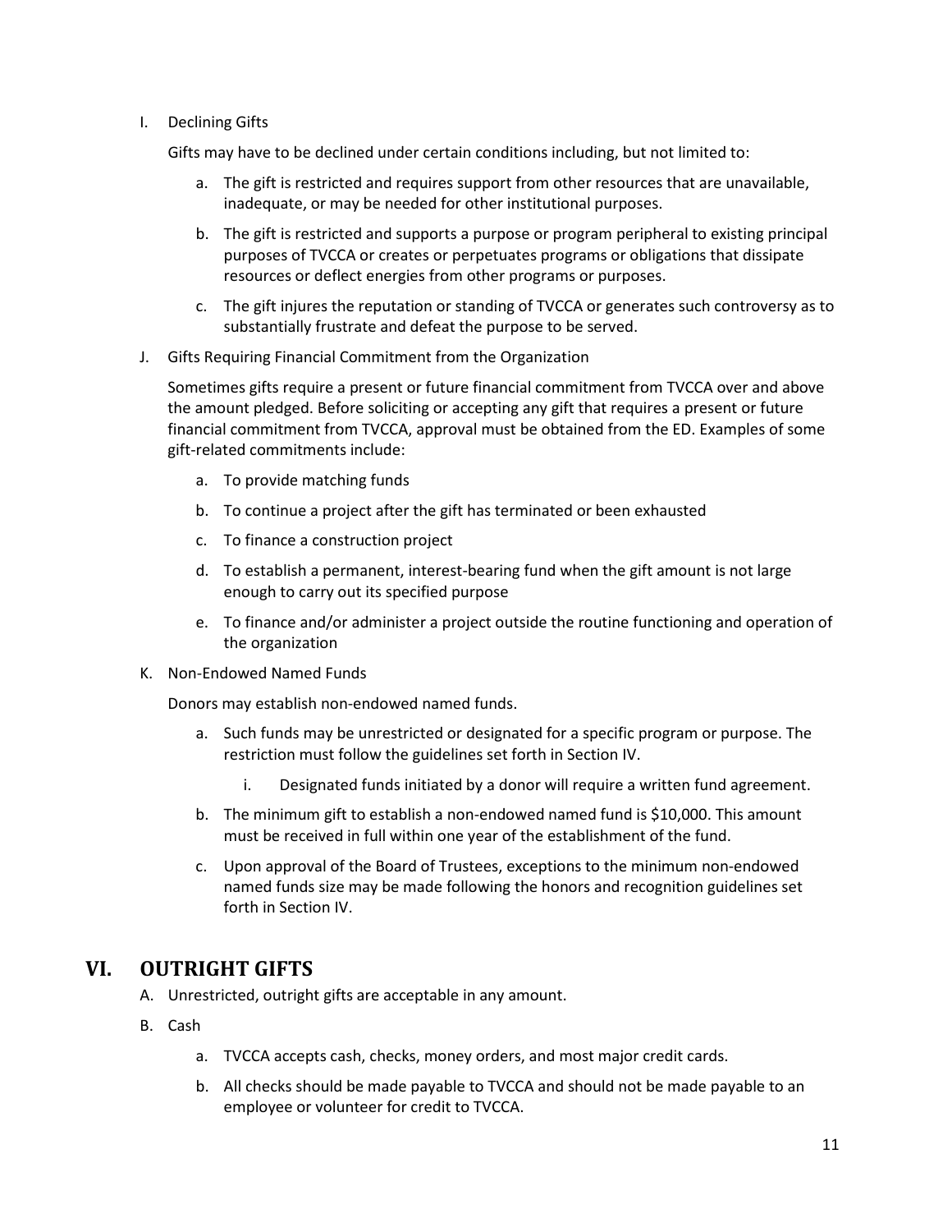I. Declining Gifts

Gifts may have to be declined under certain conditions including, but not limited to:

a. The gift is restricted and requires support from other resources that are unavailable, inadequate, or may be needed for other institutional purposes.

b. The gift is restricted and supports a purpose or program peripheral to existing principal purposes of TVCCA or creates or perpetuates programs or obligations that dissipate resources or deflect energies from other programs or purposes.

c. The gift injures the reputation or standing of TVCCA or generates such controversy as to substantially frustrate and defeat the purpose to be served.

J. Gifts Requiring Financial Commitment from the Organization

Sometimes gifts require a present or future financial commitment from TVCCA over and above the amount pledged. Before soliciting or accepting any gift that requires a present or future financial commitment from TVCCA, approval must be obtained from the ED. Examples of some gift-related commitments include:

a. To provide matching funds

b. To continue a project after the gift has terminated or been exhausted

c. To finance a construction project

d. To establish a permanent, interest-bearing fund when the gift amount is not large enough to carry out its specified purpose

e. To finance and/or administer a project outside the routine functioning and operation of the organization

K. Non-Endowed Named Funds

Donors may establish non-endowed named funds.

a. Such funds may be unrestricted or designated for a specific program or purpose. The restriction must follow the guidelines set forth in Section IV.

   i. Designated funds initiated by a donor will require a written fund agreement.

b. The minimum gift to establish a non-endowed named fund is $10,000. This amount must be received in full within one year of the establishment of the fund.

c. Upon approval of the Board of Trustees, exceptions to the minimum non-endowed named funds size may be made following the honors and recognition guidelines set forth in Section IV.

## VI. OUTRIGHT GIFTS

A. Unrestricted, outright gifts are acceptable in any amount.

B. Cash

a. TVCCA accepts cash, checks, money orders, and most major credit cards.

b. All checks should be made payable to TVCCA and should not be made payable to an employee or volunteer for credit to TVCCA.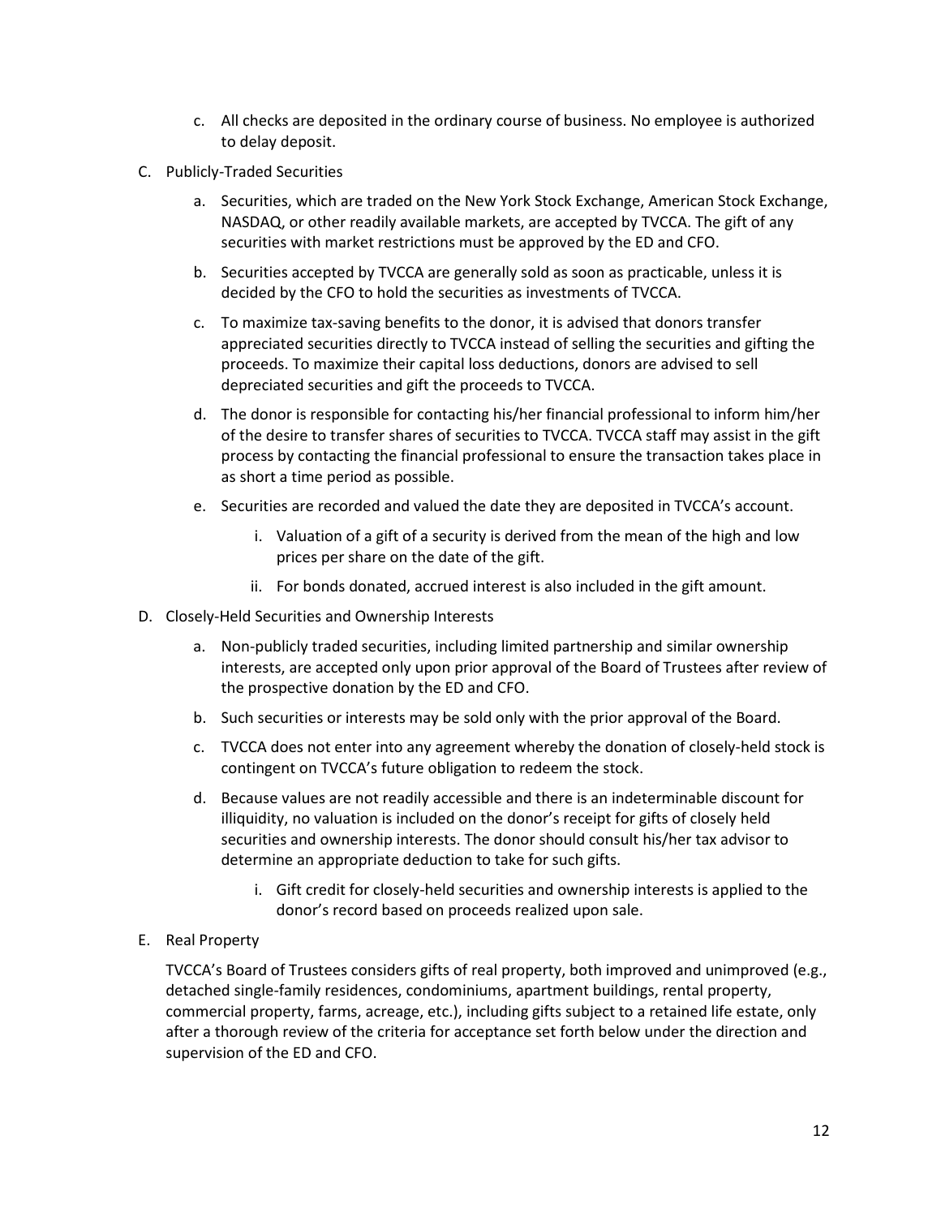c. All checks are deposited in the ordinary course of business. No employee is authorized to delay deposit.

C. Publicly-Traded Securities

a. Securities, which are traded on the New York Stock Exchange, American Stock Exchange, NASDAQ, or other readily available markets, are accepted by TVCCA. The gift of any securities with market restrictions must be approved by the ED and CFO.

b. Securities accepted by TVCCA are generally sold as soon as practicable, unless it is decided by the CFO to hold the securities as investments of TVCCA.

c. To maximize tax-saving benefits to the donor, it is advised that donors transfer appreciated securities directly to TVCCA instead of selling the securities and gifting the proceeds. To maximize their capital loss deductions, donors are advised to sell depreciated securities and gift the proceeds to TVCCA.

d. The donor is responsible for contacting his/her financial professional to inform him/her of the desire to transfer shares of securities to TVCCA. TVCCA staff may assist in the gift process by contacting the financial professional to ensure the transaction takes place in as short a time period as possible.

e. Securities are recorded and valued the date they are deposited in TVCCA's account.

   i. Valuation of a gift of a security is derived from the mean of the high and low prices per share on the date of the gift.

   ii. For bonds donated, accrued interest is also included in the gift amount.

D. Closely-Held Securities and Ownership Interests

a. Non-publicly traded securities, including limited partnership and similar ownership interests, are accepted only upon prior approval of the Board of Trustees after review of the prospective donation by the ED and CFO.

b. Such securities or interests may be sold only with the prior approval of the Board.

c. TVCCA does not enter into any agreement whereby the donation of closely-held stock is contingent on TVCCA's future obligation to redeem the stock.

d. Because values are not readily accessible and there is an indeterminable discount for illiquidity, no valuation is included on the donor's receipt for gifts of closely held securities and ownership interests. The donor should consult his/her tax advisor to determine an appropriate deduction to take for such gifts.

   i. Gift credit for closely-held securities and ownership interests is applied to the donor's record based on proceeds realized upon sale.

E. Real Property

TVCCA's Board of Trustees considers gifts of real property, both improved and unimproved (e.g., detached single-family residences, condominiums, apartment buildings, rental property, commercial property, farms, acreage, etc.), including gifts subject to a retained life estate, only after a thorough review of the criteria for acceptance set forth below under the direction and supervision of the ED and CFO.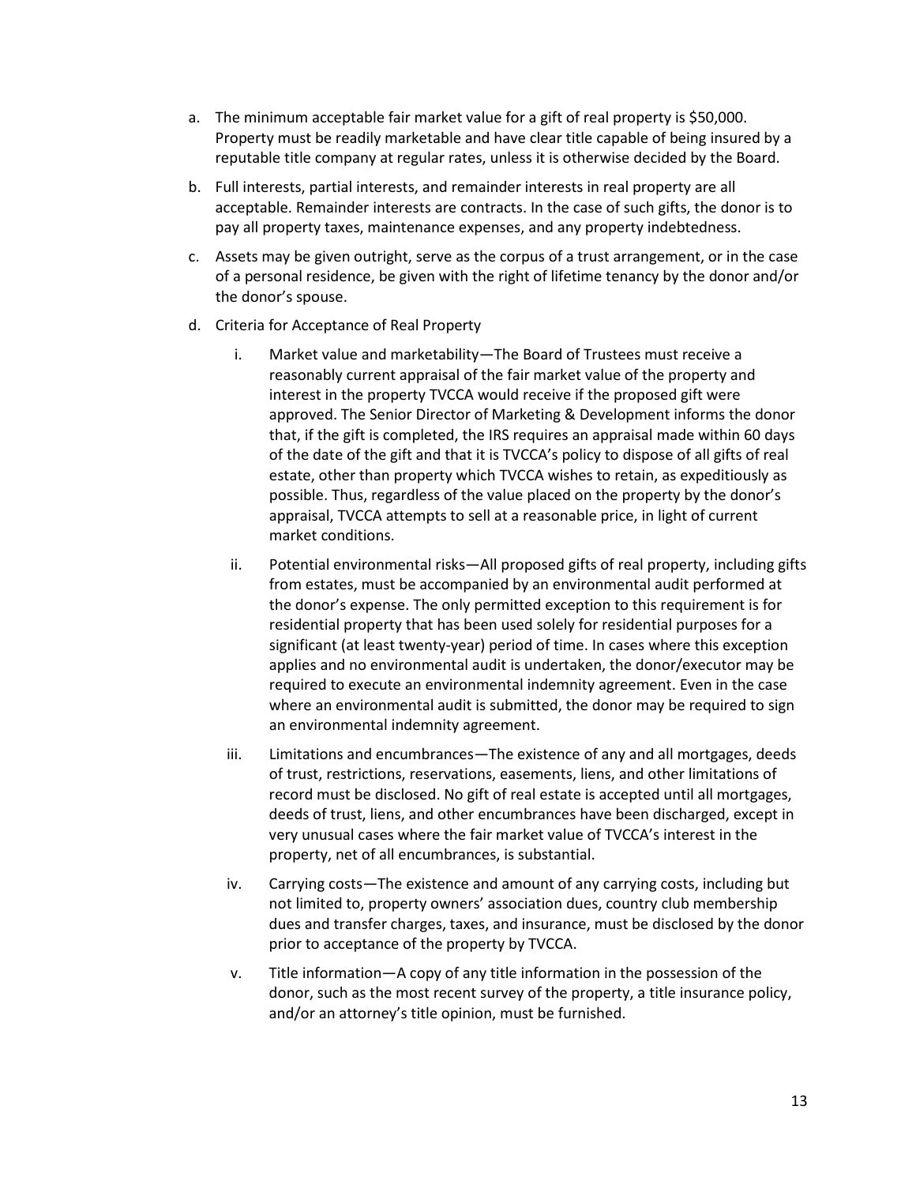a. The minimum acceptable fair market value for a gift of real property is $50,000. Property must be readily marketable and have clear title capable of being insured by a reputable title company at regular rates, unless it is otherwise decided by the Board.

b. Full interests, partial interests, and remainder interests in real property are all acceptable. Remainder interests are contracts. In the case of such gifts, the donor is to pay all property taxes, maintenance expenses, and any property indebtedness.

c. Assets may be given outright, serve as the corpus of a trust arrangement, or in the case of a personal residence, be given with the right of lifetime tenancy by the donor and/or the donor's spouse.

d. Criteria for Acceptance of Real Property

   i. Market value and marketability—The Board of Trustees must receive a reasonably current appraisal of the fair market value of the property and interest in the property TVCCA would receive if the proposed gift were approved. The Senior Director of Marketing & Development informs the donor that, if the gift is completed, the IRS requires an appraisal made within 60 days of the date of the gift and that it is TVCCA's policy to dispose of all gifts of real estate, other than property which TVCCA wishes to retain, as expeditiously as possible. Thus, regardless of the value placed on the property by the donor's appraisal, TVCCA attempts to sell at a reasonable price, in light of current market conditions.

   ii. Potential environmental risks—All proposed gifts of real property, including gifts from estates, must be accompanied by an environmental audit performed at the donor's expense. The only permitted exception to this requirement is for residential property that has been used solely for residential purposes for a significant (at least twenty-year) period of time. In cases where this exception applies and no environmental audit is undertaken, the donor/executor may be required to execute an environmental indemnity agreement. Even in the case where an environmental audit is submitted, the donor may be required to sign an environmental indemnity agreement.

   iii. Limitations and encumbrances—The existence of any and all mortgages, deeds of trust, restrictions, reservations, easements, liens, and other limitations of record must be disclosed. No gift of real estate is accepted until all mortgages, deeds of trust, liens, and other encumbrances have been discharged, except in very unusual cases where the fair market value of TVCCA's interest in the property, net of all encumbrances, is substantial.

   iv. Carrying costs—The existence and amount of any carrying costs, including but not limited to, property owners' association dues, country club membership dues and transfer charges, taxes, and insurance, must be disclosed by the donor prior to acceptance of the property by TVCCA.

   v. Title information—A copy of any title information in the possession of the donor, such as the most recent survey of the property, a title insurance policy, and/or an attorney's title opinion, must be furnished.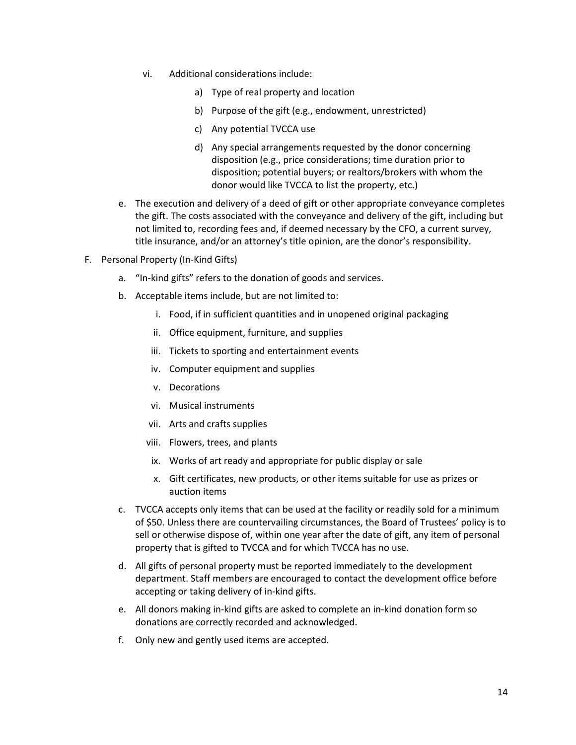vi. Additional considerations include:

    a) Type of real property and location

    b) Purpose of the gift (e.g., endowment, unrestricted)

    c) Any potential TVCCA use

    d) Any special arrangements requested by the donor concerning disposition (e.g., price considerations; time duration prior to disposition; potential buyers; or realtors/brokers with whom the donor would like TVCCA to list the property, etc.)

e. The execution and delivery of a deed of gift or other appropriate conveyance completes the gift. The costs associated with the conveyance and delivery of the gift, including but not limited to, recording fees and, if deemed necessary by the CFO, a current survey, title insurance, and/or an attorney's title opinion, are the donor's responsibility.

F. Personal Property (In-Kind Gifts)

a. "In-kind gifts" refers to the donation of goods and services.

b. Acceptable items include, but are not limited to:

    i. Food, if in sufficient quantities and in unopened original packaging

    ii. Office equipment, furniture, and supplies

    iii. Tickets to sporting and entertainment events

    iv. Computer equipment and supplies

    v. Decorations

    vi. Musical instruments

    vii. Arts and crafts supplies

    viii. Flowers, trees, and plants

    ix. Works of art ready and appropriate for public display or sale

    x. Gift certificates, new products, or other items suitable for use as prizes or auction items

c. TVCCA accepts only items that can be used at the facility or readily sold for a minimum of $50. Unless there are countervailing circumstances, the Board of Trustees' policy is to sell or otherwise dispose of, within one year after the date of gift, any item of personal property that is gifted to TVCCA and for which TVCCA has no use.

d. All gifts of personal property must be reported immediately to the development department. Staff members are encouraged to contact the development office before accepting or taking delivery of in-kind gifts.

e. All donors making in-kind gifts are asked to complete an in-kind donation form so donations are correctly recorded and acknowledged.

f. Only new and gently used items are accepted.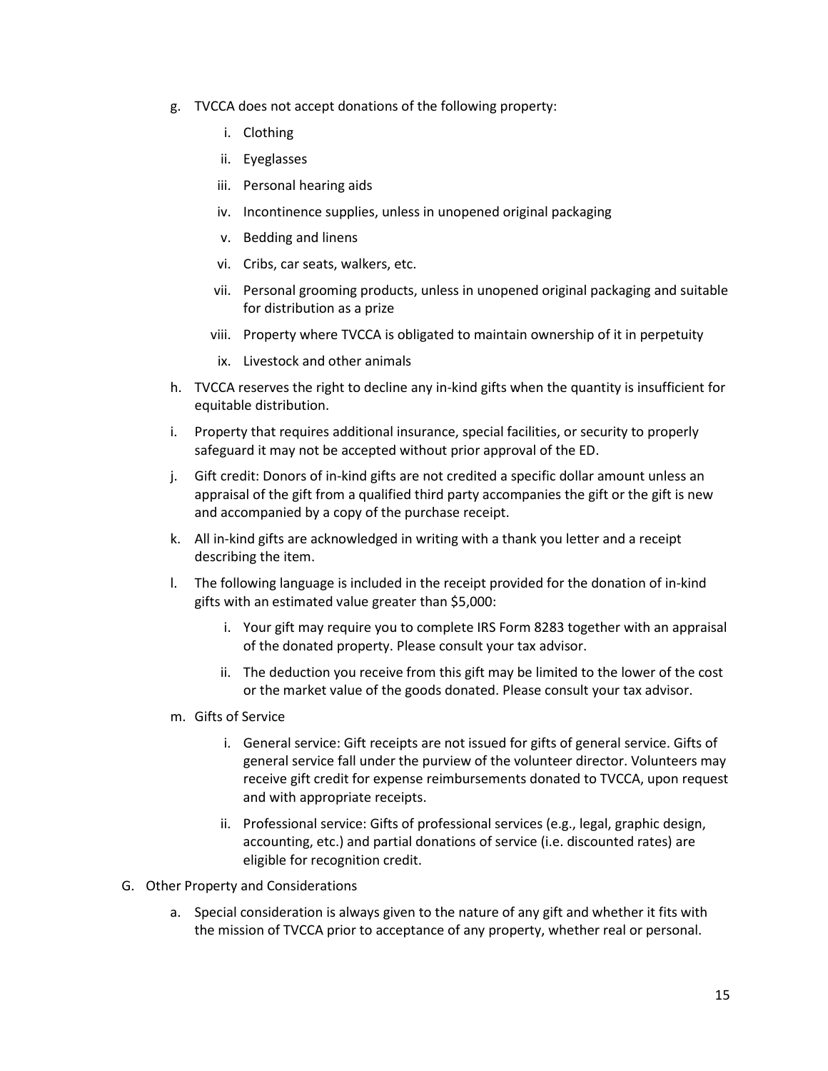g. TVCCA does not accept donations of the following property:

    i. Clothing

    ii. Eyeglasses

    iii. Personal hearing aids

    iv. Incontinence supplies, unless in unopened original packaging

    v. Bedding and linens

    vi. Cribs, car seats, walkers, etc.

    vii. Personal grooming products, unless in unopened original packaging and suitable for distribution as a prize

    viii. Property where TVCCA is obligated to maintain ownership of it in perpetuity

    ix. Livestock and other animals

h. TVCCA reserves the right to decline any in-kind gifts when the quantity is insufficient for equitable distribution.

i. Property that requires additional insurance, special facilities, or security to properly safeguard it may not be accepted without prior approval of the ED.

j. Gift credit: Donors of in-kind gifts are not credited a specific dollar amount unless an appraisal of the gift from a qualified third party accompanies the gift or the gift is new and accompanied by a copy of the purchase receipt.

k. All in-kind gifts are acknowledged in writing with a thank you letter and a receipt describing the item.

l. The following language is included in the receipt provided for the donation of in-kind gifts with an estimated value greater than $5,000:

    i. Your gift may require you to complete IRS Form 8283 together with an appraisal of the donated property. Please consult your tax advisor.

    ii. The deduction you receive from this gift may be limited to the lower of the cost or the market value of the goods donated. Please consult your tax advisor.

m. Gifts of Service

    i. General service: Gift receipts are not issued for gifts of general service. Gifts of general service fall under the purview of the volunteer director. Volunteers may receive gift credit for expense reimbursements donated to TVCCA, upon request and with appropriate receipts.

    ii. Professional service: Gifts of professional services (e.g., legal, graphic design, accounting, etc.) and partial donations of service (i.e. discounted rates) are eligible for recognition credit.

G. Other Property and Considerations

    a. Special consideration is always given to the nature of any gift and whether it fits with the mission of TVCCA prior to acceptance of any property, whether real or personal.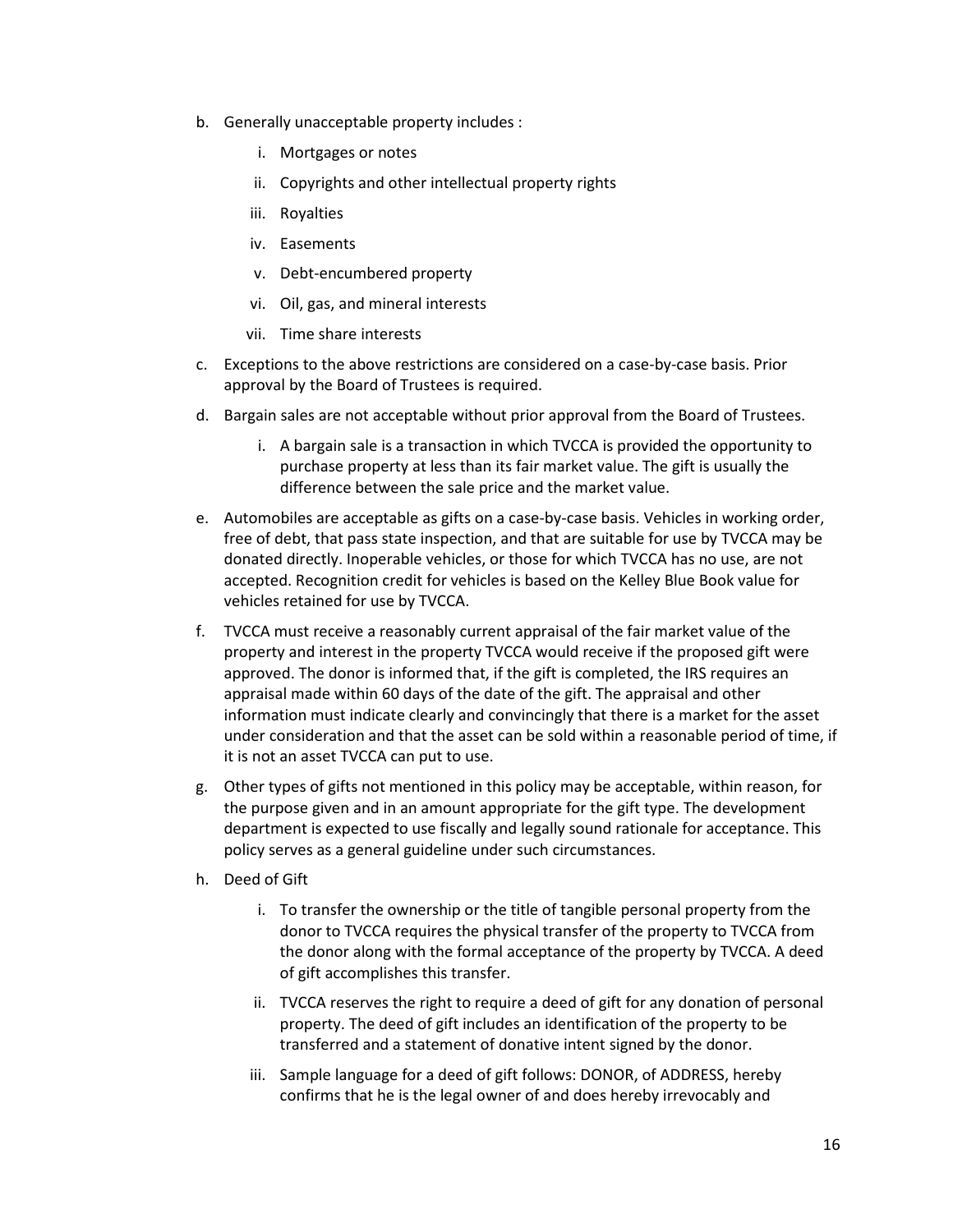b. Generally unacceptable property includes :

   i. Mortgages or notes

   ii. Copyrights and other intellectual property rights

   iii. Royalties

   iv. Easements

   v. Debt-encumbered property

   vi. Oil, gas, and mineral interests

   vii. Time share interests

c. Exceptions to the above restrictions are considered on a case-by-case basis. Prior approval by the Board of Trustees is required.

d. Bargain sales are not acceptable without prior approval from the Board of Trustees.

   i. A bargain sale is a transaction in which TVCCA is provided the opportunity to purchase property at less than its fair market value. The gift is usually the difference between the sale price and the market value.

e. Automobiles are acceptable as gifts on a case-by-case basis. Vehicles in working order, free of debt, that pass state inspection, and that are suitable for use by TVCCA may be donated directly. Inoperable vehicles, or those for which TVCCA has no use, are not accepted. Recognition credit for vehicles is based on the Kelley Blue Book value for vehicles retained for use by TVCCA.

f. TVCCA must receive a reasonably current appraisal of the fair market value of the property and interest in the property TVCCA would receive if the proposed gift were approved. The donor is informed that, if the gift is completed, the IRS requires an appraisal made within 60 days of the date of the gift. The appraisal and other information must indicate clearly and convincingly that there is a market for the asset under consideration and that the asset can be sold within a reasonable period of time, if it is not an asset TVCCA can put to use.

g. Other types of gifts not mentioned in this policy may be acceptable, within reason, for the purpose given and in an amount appropriate for the gift type. The development department is expected to use fiscally and legally sound rationale for acceptance. This policy serves as a general guideline under such circumstances.

h. Deed of Gift

   i. To transfer the ownership or the title of tangible personal property from the donor to TVCCA requires the physical transfer of the property to TVCCA from the donor along with the formal acceptance of the property by TVCCA. A deed of gift accomplishes this transfer.

   ii. TVCCA reserves the right to require a deed of gift for any donation of personal property. The deed of gift includes an identification of the property to be transferred and a statement of donative intent signed by the donor.

   iii. Sample language for a deed of gift follows: DONOR, of ADDRESS, hereby confirms that he is the legal owner of and does hereby irrevocably and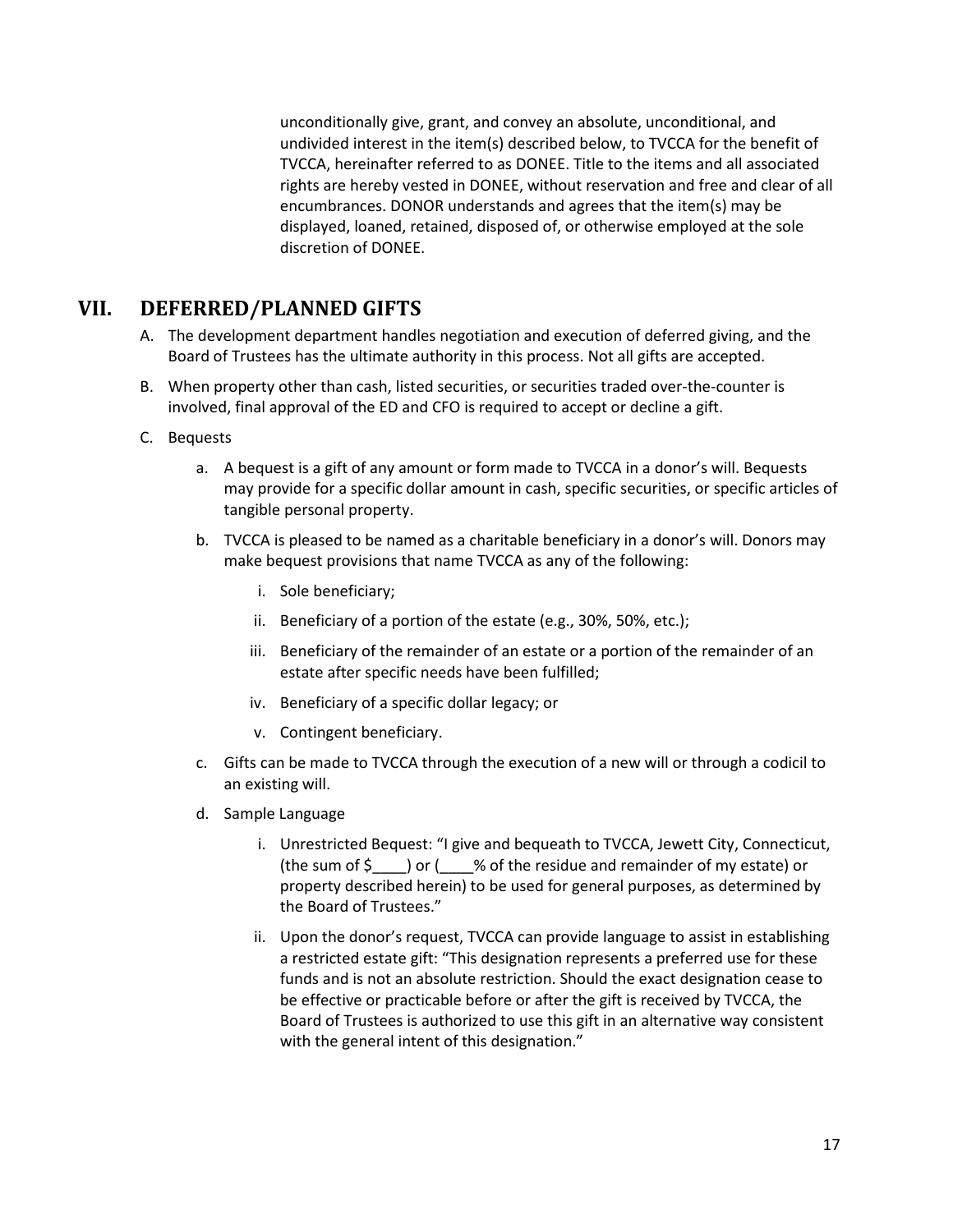unconditionally give, grant, and convey an absolute, unconditional, and undivided interest in the item(s) described below, to TVCCA for the benefit of TVCCA, hereinafter referred to as DONEE. Title to the items and all associated rights are hereby vested in DONEE, without reservation and free and clear of all encumbrances. DONOR understands and agrees that the item(s) may be displayed, loaned, retained, disposed of, or otherwise employed at the sole discretion of DONEE.

## VII. DEFERRED/PLANNED GIFTS

A. The development department handles negotiation and execution of deferred giving, and the Board of Trustees has the ultimate authority in this process. Not all gifts are accepted.

B. When property other than cash, listed securities, or securities traded over-the-counter is involved, final approval of the ED and CFO is required to accept or decline a gift.

C. Bequests

   a. A bequest is a gift of any amount or form made to TVCCA in a donor's will. Bequests may provide for a specific dollar amount in cash, specific securities, or specific articles of tangible personal property.

   b. TVCCA is pleased to be named as a charitable beneficiary in a donor's will. Donors may make bequest provisions that name TVCCA as any of the following:

      i. Sole beneficiary;

      ii. Beneficiary of a portion of the estate (e.g., 30%, 50%, etc.);

      iii. Beneficiary of the remainder of an estate or a portion of the remainder of an estate after specific needs have been fulfilled;

      iv. Beneficiary of a specific dollar legacy; or

      v. Contingent beneficiary.

   c. Gifts can be made to TVCCA through the execution of a new will or through a codicil to an existing will.

   d. Sample Language

      i. Unrestricted Bequest: "I give and bequeath to TVCCA, Jewett City, Connecticut, (the sum of $____) or (____% of the residue and remainder of my estate) or property described herein) to be used for general purposes, as determined by the Board of Trustees."

      ii. Upon the donor's request, TVCCA can provide language to assist in establishing a restricted estate gift: "This designation represents a preferred use for these funds and is not an absolute restriction. Should the exact designation cease to be effective or practicable before or after the gift is received by TVCCA, the Board of Trustees is authorized to use this gift in an alternative way consistent with the general intent of this designation."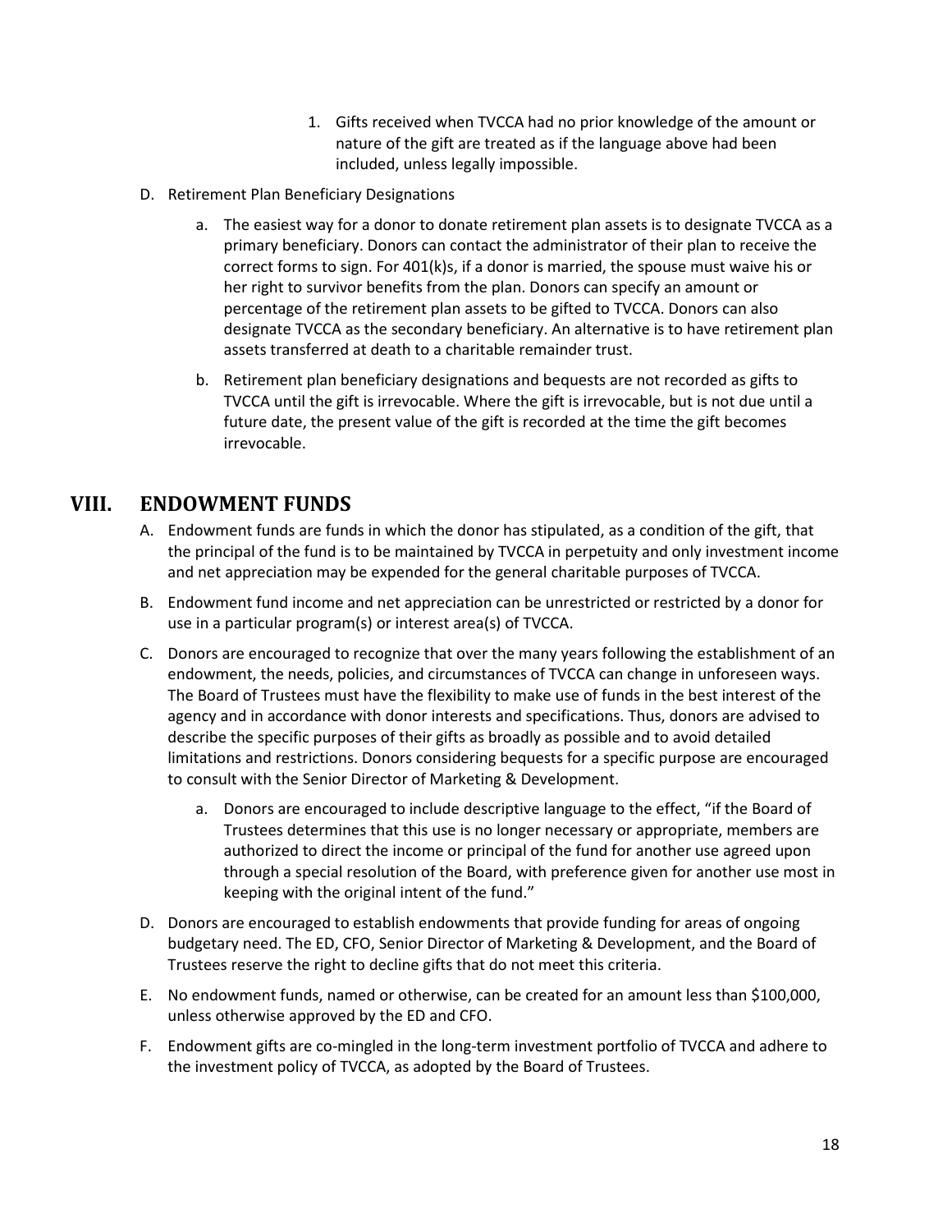1. Gifts received when TVCCA had no prior knowledge of the amount or nature of the gift are treated as if the language above had been included, unless legally impossible.

D. Retirement Plan Beneficiary Designations

a. The easiest way for a donor to donate retirement plan assets is to designate TVCCA as a primary beneficiary. Donors can contact the administrator of their plan to receive the correct forms to sign. For 401(k)s, if a donor is married, the spouse must waive his or her right to survivor benefits from the plan. Donors can specify an amount or percentage of the retirement plan assets to be gifted to TVCCA. Donors can also designate TVCCA as the secondary beneficiary. An alternative is to have retirement plan assets transferred at death to a charitable remainder trust.

b. Retirement plan beneficiary designations and bequests are not recorded as gifts to TVCCA until the gift is irrevocable. Where the gift is irrevocable, but is not due until a future date, the present value of the gift is recorded at the time the gift becomes irrevocable.

## VIII. ENDOWMENT FUNDS

A. Endowment funds are funds in which the donor has stipulated, as a condition of the gift, that the principal of the fund is to be maintained by TVCCA in perpetuity and only investment income and net appreciation may be expended for the general charitable purposes of TVCCA.

B. Endowment fund income and net appreciation can be unrestricted or restricted by a donor for use in a particular program(s) or interest area(s) of TVCCA.

C. Donors are encouraged to recognize that over the many years following the establishment of an endowment, the needs, policies, and circumstances of TVCCA can change in unforeseen ways. The Board of Trustees must have the flexibility to make use of funds in the best interest of the agency and in accordance with donor interests and specifications. Thus, donors are advised to describe the specific purposes of their gifts as broadly as possible and to avoid detailed limitations and restrictions. Donors considering bequests for a specific purpose are encouraged to consult with the Senior Director of Marketing & Development.

a. Donors are encouraged to include descriptive language to the effect, "if the Board of Trustees determines that this use is no longer necessary or appropriate, members are authorized to direct the income or principal of the fund for another use agreed upon through a special resolution of the Board, with preference given for another use most in keeping with the original intent of the fund."

D. Donors are encouraged to establish endowments that provide funding for areas of ongoing budgetary need. The ED, CFO, Senior Director of Marketing & Development, and the Board of Trustees reserve the right to decline gifts that do not meet this criteria.

E. No endowment funds, named or otherwise, can be created for an amount less than $100,000, unless otherwise approved by the ED and CFO.

F. Endowment gifts are co-mingled in the long-term investment portfolio of TVCCA and adhere to the investment policy of TVCCA, as adopted by the Board of Trustees.